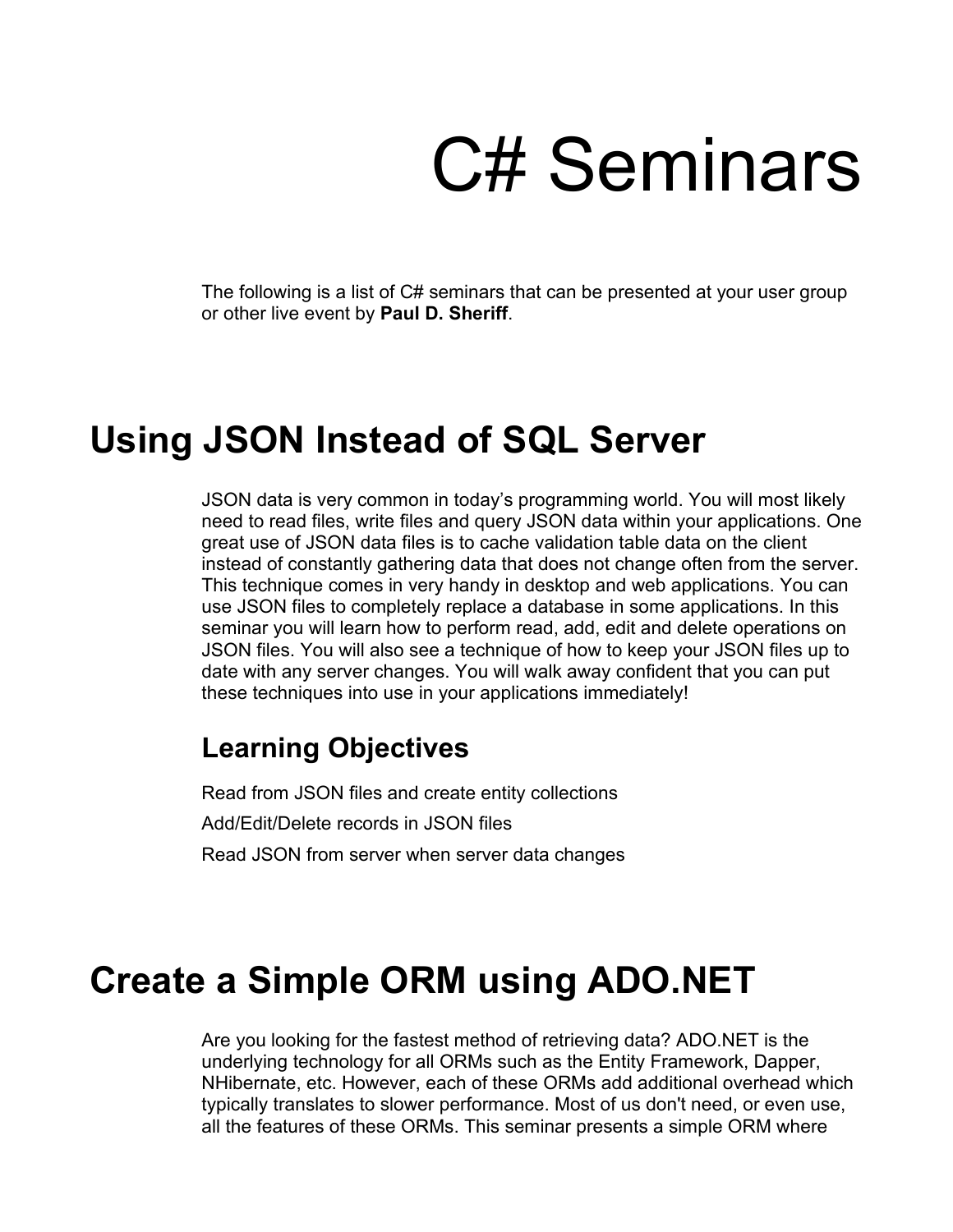# C# Seminars

The following is a list of C# seminars that can be presented at your user group or other live event by **Paul D. Sheriff**.

## Using JSON Instead of SQL Server

JSON data is very common in today's programming world. You will most likely need to read files, write files and query JSON data within your applications. One great use of JSON data files is to cache validation table data on the client instead of constantly gathering data that does not change often from the server. This technique comes in very handy in desktop and web applications. You can use JSON files to completely replace a database in some applications. In this seminar you will learn how to perform read, add, edit and delete operations on JSON files. You will also see a technique of how to keep your JSON files up to date with any server changes. You will walk away confident that you can put these techniques into use in your applications immediately!

### Learning Objectives

Read from JSON files and create entity collections

Add/Edit/Delete records in JSON files

Read JSON from server when server data changes

## Create a Simple ORM using ADO.NET

Are you looking for the fastest method of retrieving data? ADO.NET is the underlying technology for all ORMs such as the Entity Framework, Dapper, NHibernate, etc. However, each of these ORMs add additional overhead which typically translates to slower performance. Most of us don't need, or even use, all the features of these ORMs. This seminar presents a simple ORM where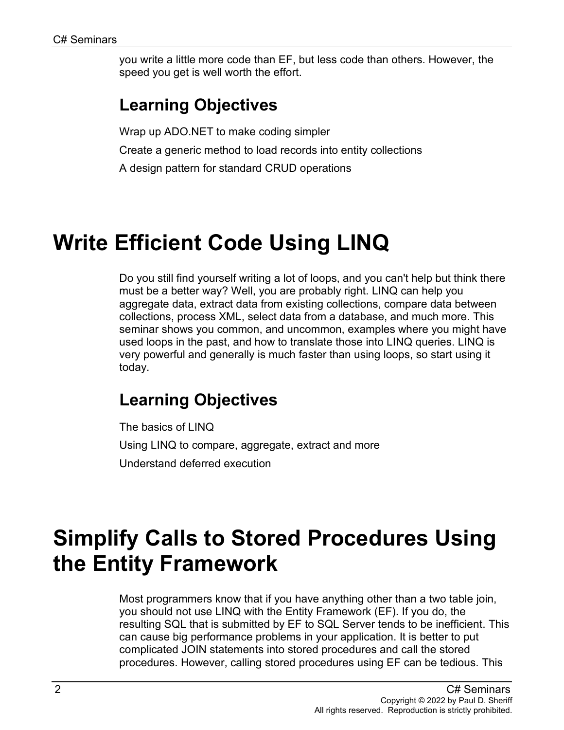you write a little more code than EF, but less code than others. However, the speed you get is well worth the effort.

## Learning Objectives

Wrap up ADO.NET to make coding simpler

Create a generic method to load records into entity collections

A design pattern for standard CRUD operations

# Write Efficient Code Using LINQ

Do you still find yourself writing a lot of loops, and you can't help but think there must be a better way? Well, you are probably right. LINQ can help you aggregate data, extract data from existing collections, compare data between collections, process XML, select data from a database, and much more. This seminar shows you common, and uncommon, examples where you might have used loops in the past, and how to translate those into LINQ queries. LINQ is very powerful and generally is much faster than using loops, so start using it today.

## Learning Objectives

The basics of LINQ

Using LINQ to compare, aggregate, extract and more

Understand deferred execution

# Simplify Calls to Stored Procedures Using the Entity Framework

Most programmers know that if you have anything other than a two table join, you should not use LINQ with the Entity Framework (EF). If you do, the resulting SQL that is submitted by EF to SQL Server tends to be inefficient. This can cause big performance problems in your application. It is better to put complicated JOIN statements into stored procedures and call the stored procedures. However, calling stored procedures using EF can be tedious. This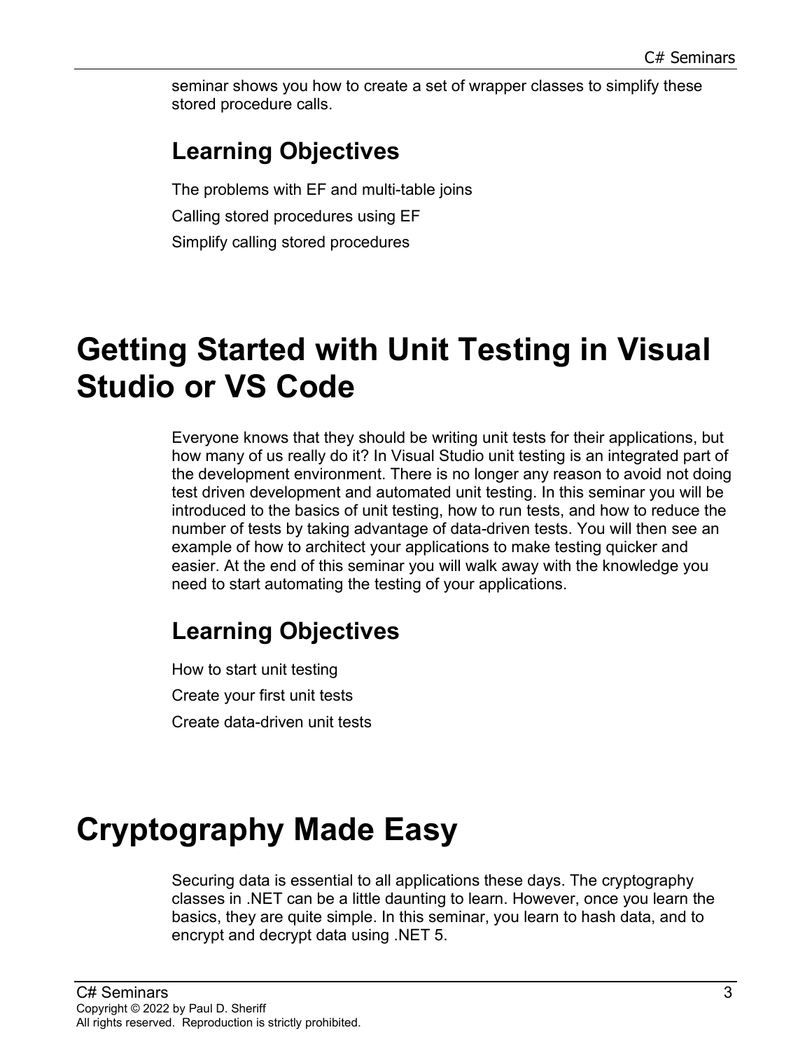seminar shows you how to create a set of wrapper classes to simplify these stored procedure calls.

## Learning Objectives

The problems with EF and multi-table joins

Calling stored procedures using EF

Simplify calling stored procedures

# Getting Started with Unit Testing in Visual Studio or VS Code

Everyone knows that they should be writing unit tests for their applications, but how many of us really do it? In Visual Studio unit testing is an integrated part of the development environment. There is no longer any reason to avoid not doing test driven development and automated unit testing. In this seminar you will be introduced to the basics of unit testing, how to run tests, and how to reduce the number of tests by taking advantage of data-driven tests. You will then see an example of how to architect your applications to make testing quicker and easier. At the end of this seminar you will walk away with the knowledge you need to start automating the testing of your applications.

## Learning Objectives

How to start unit testing

Create your first unit tests

Create data-driven unit tests

# Cryptography Made Easy

Securing data is essential to all applications these days. The cryptography classes in .NET can be a little daunting to learn. However, once you learn the basics, they are quite simple. In this seminar, you learn to hash data, and to encrypt and decrypt data using .NET 5.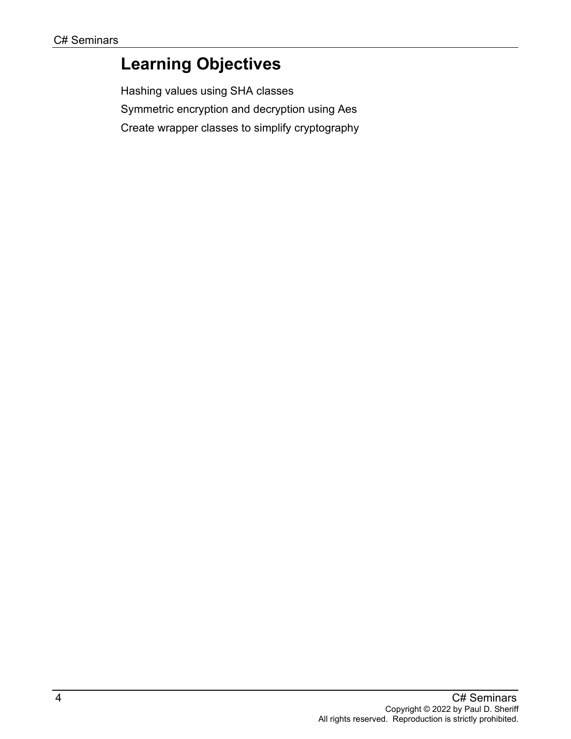# Learning Objectives

Hashing values using SHA classes

Symmetric encryption and decryption using Aes

Create wrapper classes to simplify cryptography